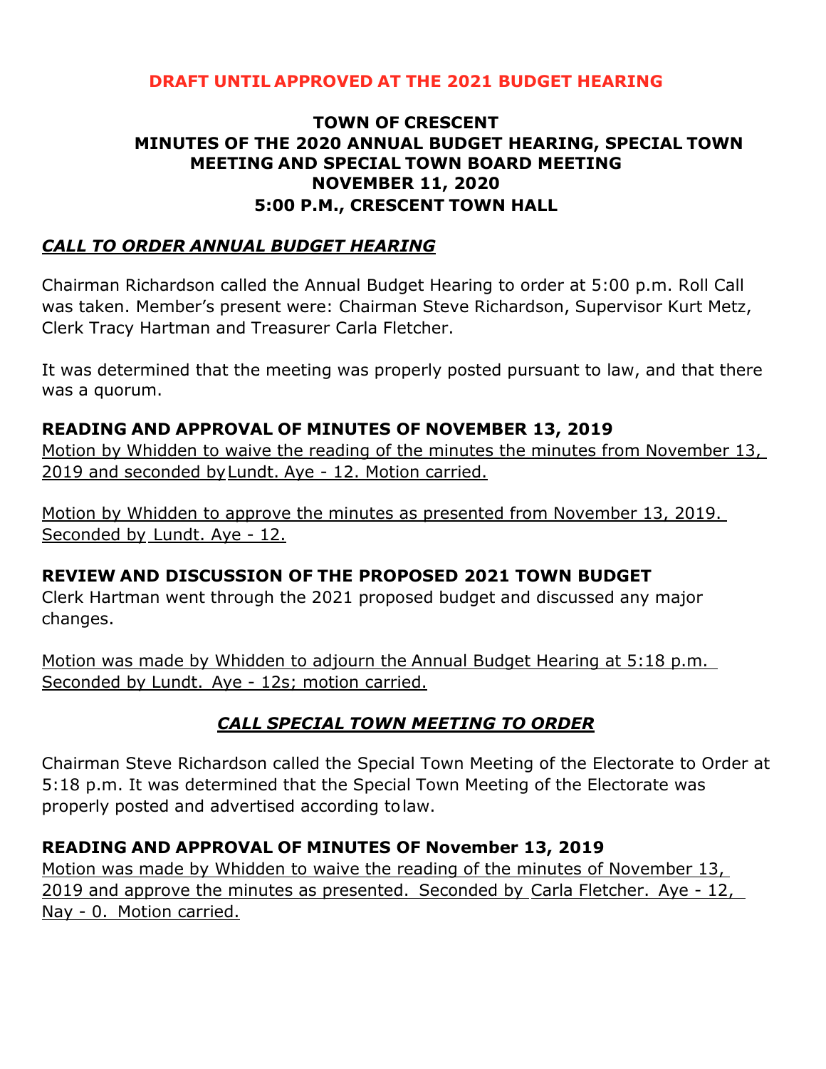**DRAFT UNTIL APPROVED AT THE 2021 BUDGET HEARING**

# TOWN OF CRESCENT
## MINUTES OF THE 2020 ANNUAL BUDGET HEARING, SPECIAL TOWN MEETING AND SPECIAL TOWN BOARD MEETING
## NOVEMBER 11, 2020
## 5:00 P.M., CRESCENT TOWN HALL

***CALL TO ORDER ANNUAL BUDGET HEARING***

Chairman Richardson called the Annual Budget Hearing to order at 5:00 p.m. Roll Call was taken. Member's present were: Chairman Steve Richardson, Supervisor Kurt Metz, Clerk Tracy Hartman and Treasurer Carla Fletcher.

It was determined that the meeting was properly posted pursuant to law, and that there was a quorum.

**READING AND APPROVAL OF MINUTES OF NOVEMBER 13, 2019**

Motion by Whidden to waive the reading of the minutes the minutes from November 13, 2019 and seconded by Lundt. Aye - 12. Motion carried.

Motion by Whidden to approve the minutes as presented from November 13, 2019. Seconded by Lundt. Aye - 12.

**REVIEW AND DISCUSSION OF THE PROPOSED 2021 TOWN BUDGET**

Clerk Hartman went through the 2021 proposed budget and discussed any major changes.

Motion was made by Whidden to adjourn the Annual Budget Hearing at 5:18 p.m. Seconded by Lundt. Aye - 12s; motion carried.

***CALL SPECIAL TOWN MEETING TO ORDER***

Chairman Steve Richardson called the Special Town Meeting of the Electorate to Order at 5:18 p.m. It was determined that the Special Town Meeting of the Electorate was properly posted and advertised according to law.

**READING AND APPROVAL OF MINUTES OF November 13, 2019**

Motion was made by Whidden to waive the reading of the minutes of November 13, 2019 and approve the minutes as presented. Seconded by Carla Fletcher. Aye - 12, Nay - 0. Motion carried.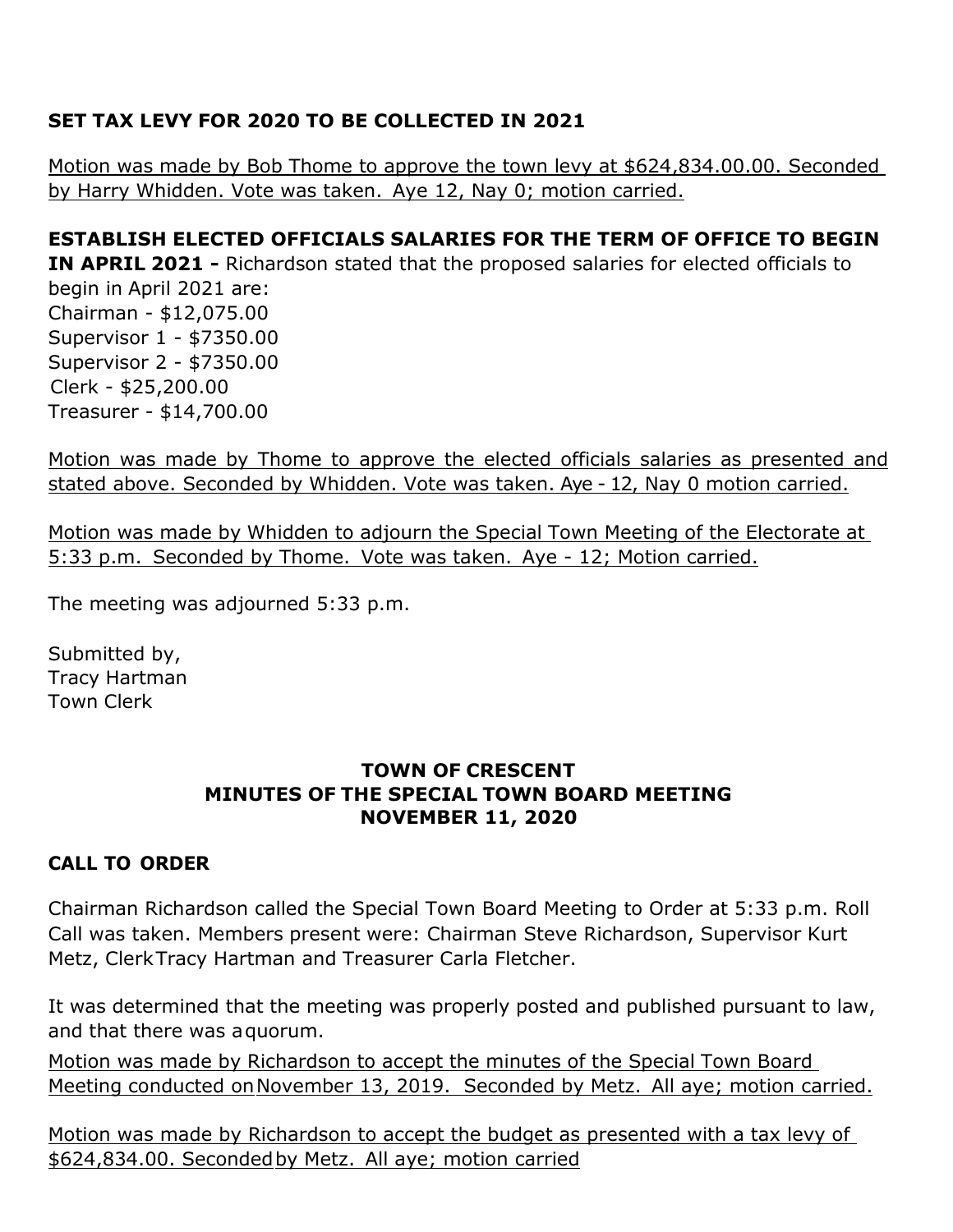**SET TAX LEVY FOR 2020 TO BE COLLECTED IN 2021**

Motion was made by Bob Thome to approve the town levy at $624,834.00.00. Seconded by Harry Whidden. Vote was taken. Aye 12, Nay 0; motion carried.

**ESTABLISH ELECTED OFFICIALS SALARIES FOR THE TERM OF OFFICE TO BEGIN IN APRIL 2021 -** Richardson stated that the proposed salaries for elected officials to begin in April 2021 are:
Chairman - $12,075.00
Supervisor 1 - $7350.00
Supervisor 2 - $7350.00
Clerk - $25,200.00
Treasurer - $14,700.00

Motion was made by Thome to approve the elected officials salaries as presented and stated above. Seconded by Whidden. Vote was taken. Aye - 12, Nay 0 motion carried.

Motion was made by Whidden to adjourn the Special Town Meeting of the Electorate at 5:33 p.m. Seconded by Thome. Vote was taken. Aye - 12; Motion carried.

The meeting was adjourned 5:33 p.m.

Submitted by,
Tracy Hartman
Town Clerk

## TOWN OF CRESCENT
## MINUTES OF THE SPECIAL TOWN BOARD MEETING
## NOVEMBER 11, 2020

**CALL TO ORDER**

Chairman Richardson called the Special Town Board Meeting to Order at 5:33 p.m. Roll Call was taken. Members present were: Chairman Steve Richardson, Supervisor Kurt Metz, Clerk Tracy Hartman and Treasurer Carla Fletcher.

It was determined that the meeting was properly posted and published pursuant to law, and that there was a quorum.

Motion was made by Richardson to accept the minutes of the Special Town Board Meeting conducted on November 13, 2019. Seconded by Metz. All aye; motion carried.

Motion was made by Richardson to accept the budget as presented with a tax levy of $624,834.00. Seconded by Metz. All aye; motion carried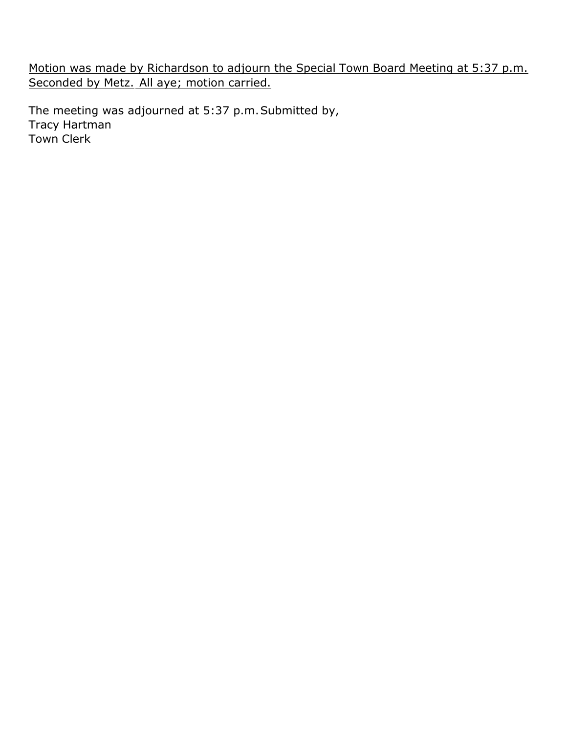<u>Motion was made by Richardson to adjourn the Special Town Board Meeting at 5:37 p.m. Seconded by Metz. All aye; motion carried.</u>

The meeting was adjourned at 5:37 p.m. Submitted by,
Tracy Hartman
Town Clerk